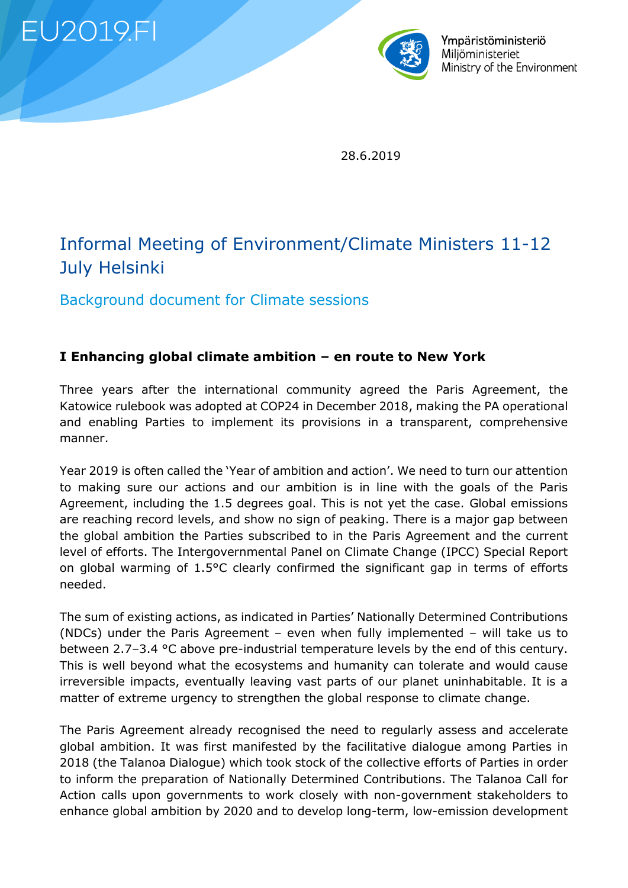EU2019.FI

Ympäristöministeriö
Miljöministeriet
Ministry of the Environment

28.6.2019

# Informal Meeting of Environment/Climate Ministers 11-12 July Helsinki

## Background document for Climate sessions

### I Enhancing global climate ambition – en route to New York

Three years after the international community agreed the Paris Agreement, the Katowice rulebook was adopted at COP24 in December 2018, making the PA operational and enabling Parties to implement its provisions in a transparent, comprehensive manner.

Year 2019 is often called the 'Year of ambition and action'. We need to turn our attention to making sure our actions and our ambition is in line with the goals of the Paris Agreement, including the 1.5 degrees goal. This is not yet the case. Global emissions are reaching record levels, and show no sign of peaking. There is a major gap between the global ambition the Parties subscribed to in the Paris Agreement and the current level of efforts. The Intergovernmental Panel on Climate Change (IPCC) Special Report on global warming of 1.5°C clearly confirmed the significant gap in terms of efforts needed.

The sum of existing actions, as indicated in Parties' Nationally Determined Contributions (NDCs) under the Paris Agreement – even when fully implemented – will take us to between 2.7–3.4 °C above pre-industrial temperature levels by the end of this century. This is well beyond what the ecosystems and humanity can tolerate and would cause irreversible impacts, eventually leaving vast parts of our planet uninhabitable. It is a matter of extreme urgency to strengthen the global response to climate change.

The Paris Agreement already recognised the need to regularly assess and accelerate global ambition. It was first manifested by the facilitative dialogue among Parties in 2018 (the Talanoa Dialogue) which took stock of the collective efforts of Parties in order to inform the preparation of Nationally Determined Contributions. The Talanoa Call for Action calls upon governments to work closely with non-government stakeholders to enhance global ambition by 2020 and to develop long-term, low-emission development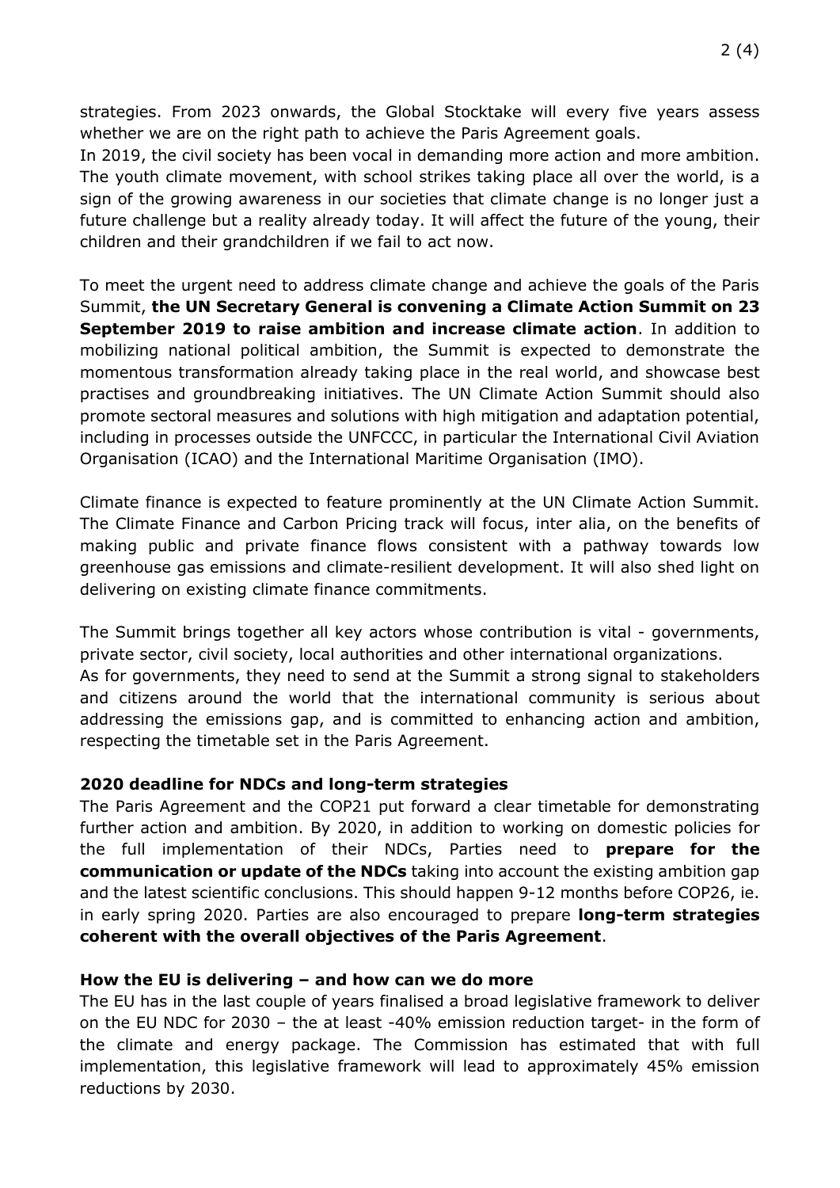strategies. From 2023 onwards, the Global Stocktake will every five years assess whether we are on the right path to achieve the Paris Agreement goals.

In 2019, the civil society has been vocal in demanding more action and more ambition. The youth climate movement, with school strikes taking place all over the world, is a sign of the growing awareness in our societies that climate change is no longer just a future challenge but a reality already today. It will affect the future of the young, their children and their grandchildren if we fail to act now.

To meet the urgent need to address climate change and achieve the goals of the Paris Summit, **the UN Secretary General is convening a Climate Action Summit on 23 September 2019 to raise ambition and increase climate action**. In addition to mobilizing national political ambition, the Summit is expected to demonstrate the momentous transformation already taking place in the real world, and showcase best practises and groundbreaking initiatives. The UN Climate Action Summit should also promote sectoral measures and solutions with high mitigation and adaptation potential, including in processes outside the UNFCCC, in particular the International Civil Aviation Organisation (ICAO) and the International Maritime Organisation (IMO).

Climate finance is expected to feature prominently at the UN Climate Action Summit. The Climate Finance and Carbon Pricing track will focus, inter alia, on the benefits of making public and private finance flows consistent with a pathway towards low greenhouse gas emissions and climate-resilient development. It will also shed light on delivering on existing climate finance commitments.

The Summit brings together all key actors whose contribution is vital - governments, private sector, civil society, local authorities and other international organizations.

As for governments, they need to send at the Summit a strong signal to stakeholders and citizens around the world that the international community is serious about addressing the emissions gap, and is committed to enhancing action and ambition, respecting the timetable set in the Paris Agreement.

**2020 deadline for NDCs and long-term strategies**

The Paris Agreement and the COP21 put forward a clear timetable for demonstrating further action and ambition. By 2020, in addition to working on domestic policies for the full implementation of their NDCs, Parties need to **prepare for the communication or update of the NDCs** taking into account the existing ambition gap and the latest scientific conclusions. This should happen 9-12 months before COP26, ie. in early spring 2020. Parties are also encouraged to prepare **long-term strategies coherent with the overall objectives of the Paris Agreement**.

**How the EU is delivering – and how can we do more**

The EU has in the last couple of years finalised a broad legislative framework to deliver on the EU NDC for 2030 – the at least -40% emission reduction target- in the form of the climate and energy package. The Commission has estimated that with full implementation, this legislative framework will lead to approximately 45% emission reductions by 2030.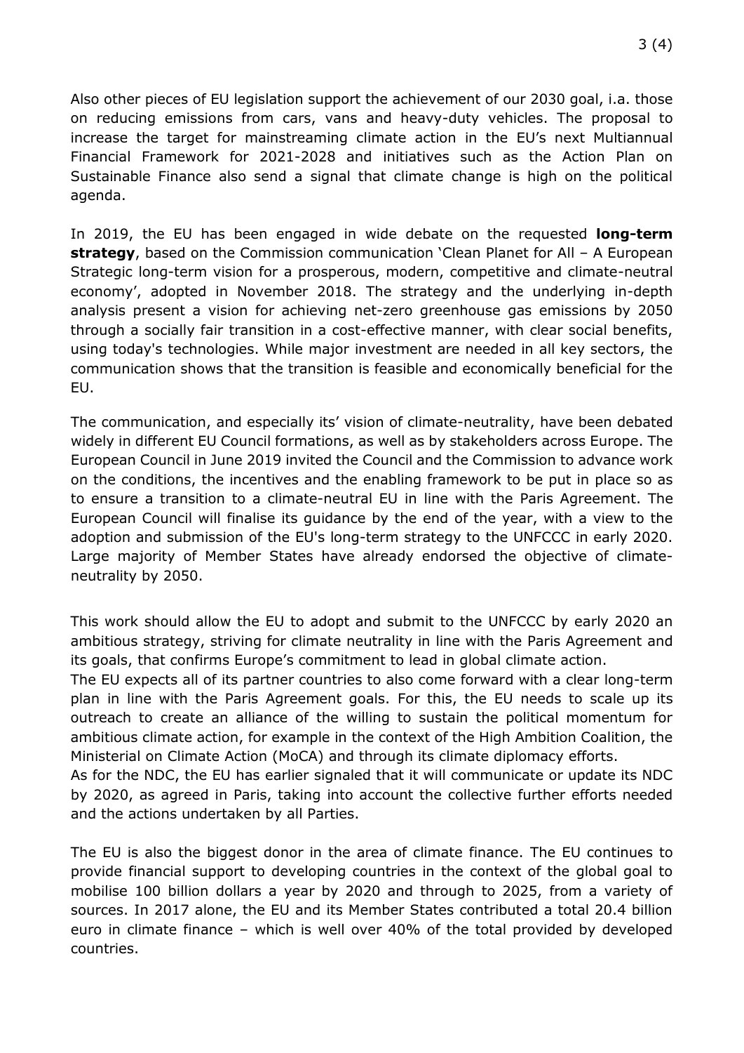Also other pieces of EU legislation support the achievement of our 2030 goal, i.a. those on reducing emissions from cars, vans and heavy-duty vehicles. The proposal to increase the target for mainstreaming climate action in the EU's next Multiannual Financial Framework for 2021-2028 and initiatives such as the Action Plan on Sustainable Finance also send a signal that climate change is high on the political agenda.

In 2019, the EU has been engaged in wide debate on the requested **long-term strategy**, based on the Commission communication 'Clean Planet for All – A European Strategic long-term vision for a prosperous, modern, competitive and climate-neutral economy', adopted in November 2018. The strategy and the underlying in-depth analysis present a vision for achieving net-zero greenhouse gas emissions by 2050 through a socially fair transition in a cost-effective manner, with clear social benefits, using today's technologies. While major investment are needed in all key sectors, the communication shows that the transition is feasible and economically beneficial for the EU.

The communication, and especially its' vision of climate-neutrality, have been debated widely in different EU Council formations, as well as by stakeholders across Europe. The European Council in June 2019 invited the Council and the Commission to advance work on the conditions, the incentives and the enabling framework to be put in place so as to ensure a transition to a climate-neutral EU in line with the Paris Agreement. The European Council will finalise its guidance by the end of the year, with a view to the adoption and submission of the EU's long-term strategy to the UNFCCC in early 2020. Large majority of Member States have already endorsed the objective of climate-neutrality by 2050.

This work should allow the EU to adopt and submit to the UNFCCC by early 2020 an ambitious strategy, striving for climate neutrality in line with the Paris Agreement and its goals, that confirms Europe's commitment to lead in global climate action.

The EU expects all of its partner countries to also come forward with a clear long-term plan in line with the Paris Agreement goals. For this, the EU needs to scale up its outreach to create an alliance of the willing to sustain the political momentum for ambitious climate action, for example in the context of the High Ambition Coalition, the Ministerial on Climate Action (MoCA) and through its climate diplomacy efforts.

As for the NDC, the EU has earlier signaled that it will communicate or update its NDC by 2020, as agreed in Paris, taking into account the collective further efforts needed and the actions undertaken by all Parties.

The EU is also the biggest donor in the area of climate finance. The EU continues to provide financial support to developing countries in the context of the global goal to mobilise 100 billion dollars a year by 2020 and through to 2025, from a variety of sources. In 2017 alone, the EU and its Member States contributed a total 20.4 billion euro in climate finance – which is well over 40% of the total provided by developed countries.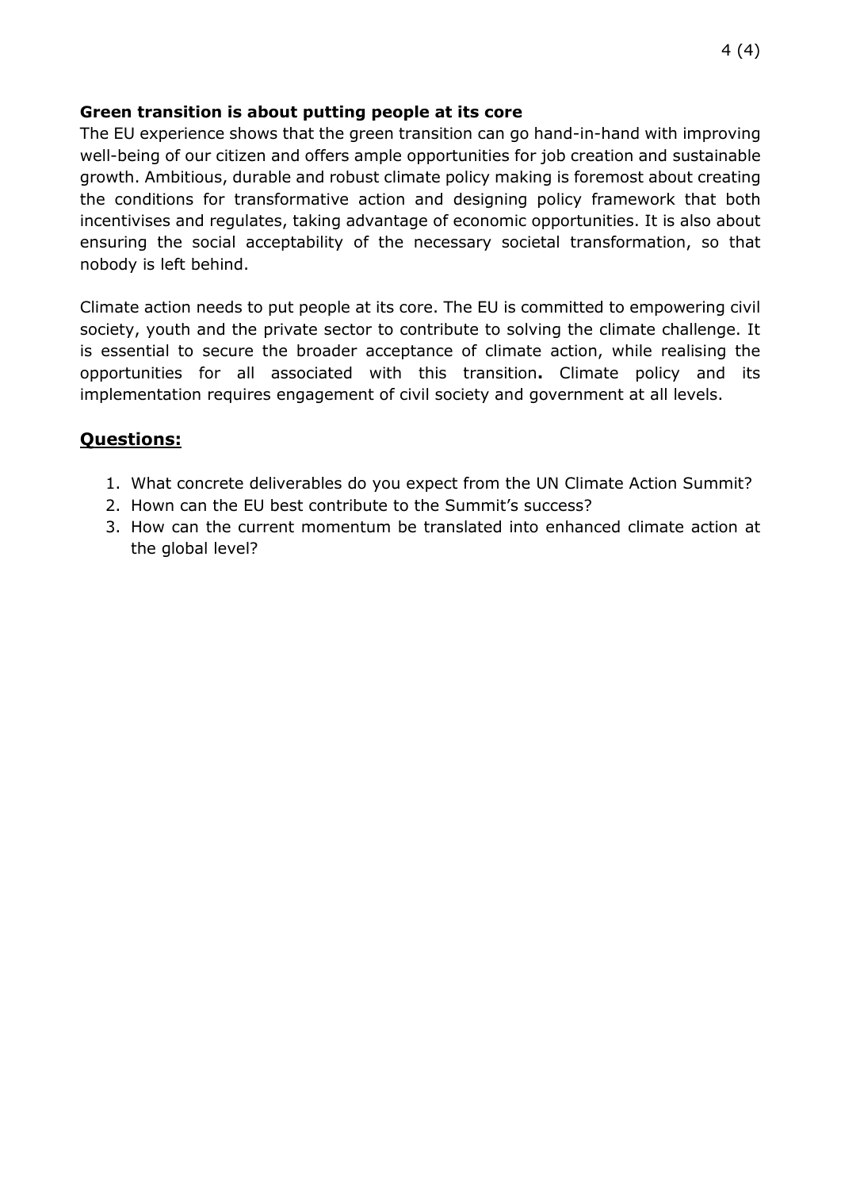**Green transition is about putting people at its core**

The EU experience shows that the green transition can go hand-in-hand with improving well-being of our citizen and offers ample opportunities for job creation and sustainable growth. Ambitious, durable and robust climate policy making is foremost about creating the conditions for transformative action and designing policy framework that both incentivises and regulates, taking advantage of economic opportunities. It is also about ensuring the social acceptability of the necessary societal transformation, so that nobody is left behind.

Climate action needs to put people at its core. The EU is committed to empowering civil society, youth and the private sector to contribute to solving the climate challenge. It is essential to secure the broader acceptance of climate action, while realising the opportunities for all associated with this transition**.** Climate policy and its implementation requires engagement of civil society and government at all levels.

## Questions:

1. What concrete deliverables do you expect from the UN Climate Action Summit?
2. Hown can the EU best contribute to the Summit's success?
3. How can the current momentum be translated into enhanced climate action at the global level?